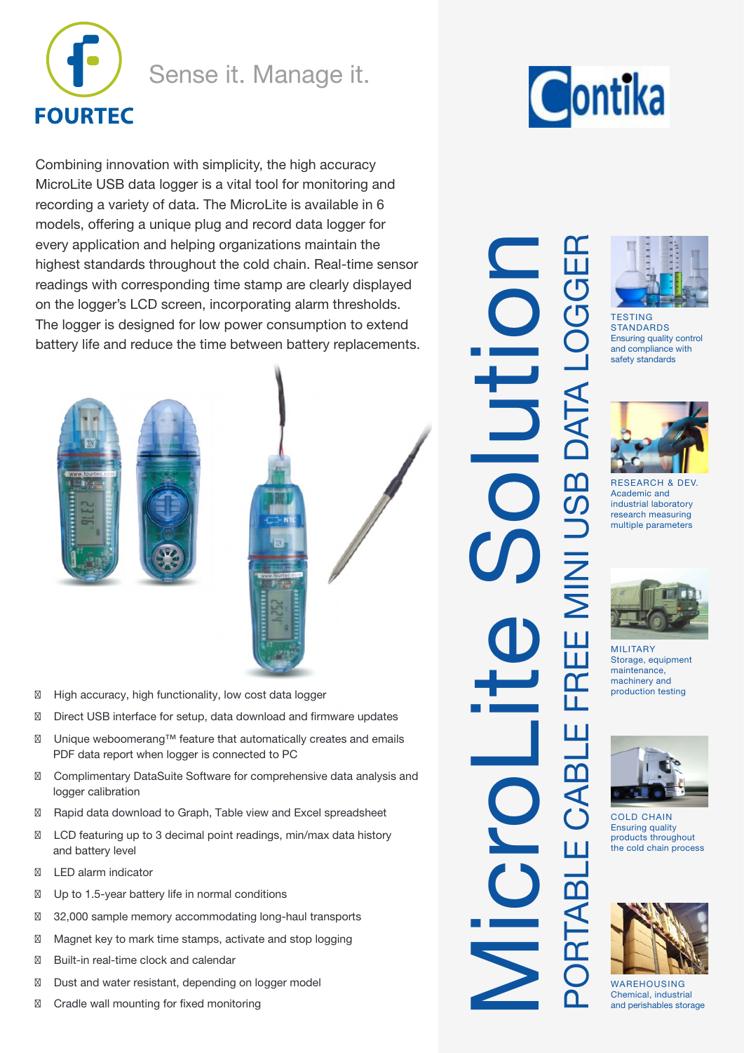FOURTEC

Sense it. Manage it.

Contika

# MicroLite Solution

## PORTABLE CABLE FREE MINI USB DATA LOGGER

Combining innovation with simplicity, the high accuracy MicroLite USB data logger is a vital tool for monitoring and recording a variety of data. The MicroLite is available in 6 models, offering a unique plug and record data logger for every application and helping organizations maintain the highest standards throughout the cold chain. Real-time sensor readings with corresponding time stamp are clearly displayed on the logger's LCD screen, incorporating alarm thresholds. The logger is designed for low power consumption to extend battery life and reduce the time between battery replacements.

- High accuracy, high functionality, low cost data logger
- Direct USB interface for setup, data download and firmware updates
- Unique weboomerang™ feature that automatically creates and emails PDF data report when logger is connected to PC
- Complimentary DataSuite Software for comprehensive data analysis and logger calibration
- Rapid data download to Graph, Table view and Excel spreadsheet
- LCD featuring up to 3 decimal point readings, min/max data history and battery level
- LED alarm indicator
- Up to 1.5-year battery life in normal conditions
- 32,000 sample memory accommodating long-haul transports
- Magnet key to mark time stamps, activate and stop logging
- Built-in real-time clock and calendar
- Dust and water resistant, depending on logger model
- Cradle wall mounting for fixed monitoring

**TESTING STANDARDS**
Ensuring quality control and compliance with safety standards

**RESEARCH & DEV.**
Academic and industrial laboratory research measuring multiple parameters

**MILITARY**
Storage, equipment maintenance, machinery and production testing

**COLD CHAIN**
Ensuring quality products throughout the cold chain process

**WAREHOUSING**
Chemical, industrial and perishables storage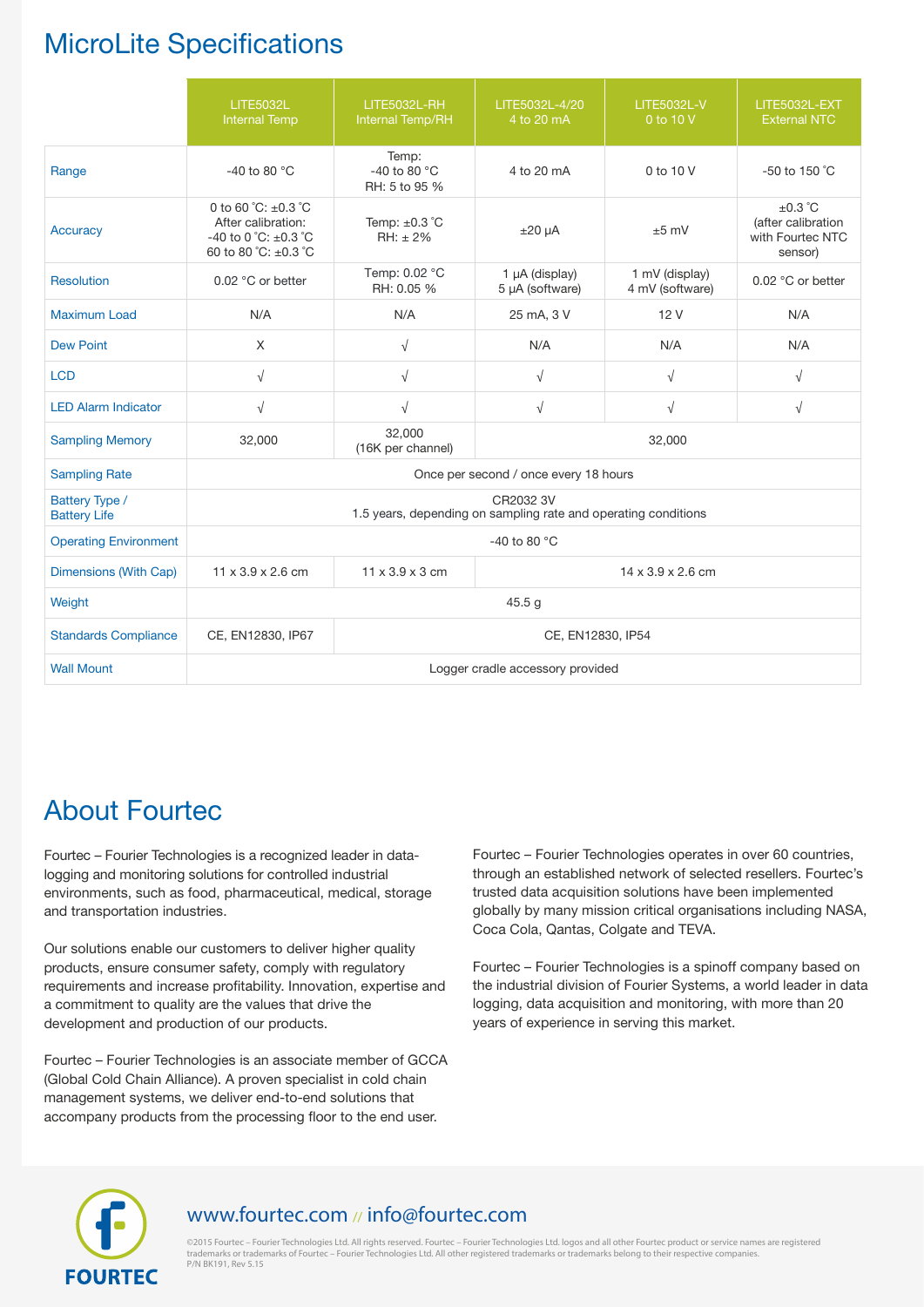# MicroLite Specifications

| | LITE5032L Internal Temp | LITE5032L-RH Internal Temp/RH | LITE5032L-4/20 4 to 20 mA | LITE5032L-V 0 to 10 V | LITE5032L-EXT External NTC |
|---|---|---|---|---|---|
| Range | -40 to 80 °C | Temp: -40 to 80 °C RH: 5 to 95 % | 4 to 20 mA | 0 to 10 V | -50 to 150 ˚C |
| Accuracy | 0 to 60 ˚C: ±0.3 ˚C After calibration: -40 to 0 ˚C: ±0.3 ˚C 60 to 80 ˚C: ±0.3 ˚C | Temp: ±0.3 ˚C RH: ± 2% | ±20 µA | ±5 mV | ±0.3 ˚C (after calibration with Fourtec NTC sensor) |
| Resolution | 0.02 °C or better | Temp: 0.02 °C RH: 0.05 % | 1 µA (display) 5 µA (software) | 1 mV (display) 4 mV (software) | 0.02 °C or better |
| Maximum Load | N/A | N/A | 25 mA, 3 V | 12 V | N/A |
| Dew Point | X | √ | N/A | N/A | N/A |
| LCD | √ | √ | √ | √ | √ |
| LED Alarm Indicator | √ | √ | √ | √ | √ |
| Sampling Memory | 32,000 | 32,000 (16K per channel) | 32,000 | | |
| Sampling Rate | Once per second / once every 18 hours | | | | |
| Battery Type / Battery Life | CR2032 3V 1.5 years, depending on sampling rate and operating conditions | | | | |
| Operating Environment | -40 to 80 °C | | | | |
| Dimensions (With Cap) | 11 x 3.9 x 2.6 cm | 11 x 3.9 x 3 cm | 14 x 3.9 x 2.6 cm | | |
| Weight | 45.5 g | | | | |
| Standards Compliance | CE, EN12830, IP67 | CE, EN12830, IP54 | | | |
| Wall Mount | Logger cradle accessory provided | | | | |

# About Fourtec

Fourtec – Fourier Technologies is a recognized leader in data-logging and monitoring solutions for controlled industrial environments, such as food, pharmaceutical, medical, storage and transportation industries.

Our solutions enable our customers to deliver higher quality products, ensure consumer safety, comply with regulatory requirements and increase profitability. Innovation, expertise and a commitment to quality are the values that drive the development and production of our products.

Fourtec – Fourier Technologies is an associate member of GCCA (Global Cold Chain Alliance). A proven specialist in cold chain management systems, we deliver end-to-end solutions that accompany products from the processing floor to the end user.

Fourtec – Fourier Technologies operates in over 60 countries, through an established network of selected resellers. Fourtec's trusted data acquisition solutions have been implemented globally by many mission critical organisations including NASA, Coca Cola, Qantas, Colgate and TEVA.

Fourtec – Fourier Technologies is a spinoff company based on the industrial division of Fourier Systems, a world leader in data logging, data acquisition and monitoring, with more than 20 years of experience in serving this market.

FOURTEC

www.fourtec.com // info@fourtec.com

©2015 Fourtec – Fourier Technologies Ltd. All rights reserved. Fourtec – Fourier Technologies Ltd. logos and all other Fourtec product or service names are registered trademarks or trademarks of Fourtec – Fourier Technologies Ltd. All other registered trademarks or trademarks belong to their respective companies.
P/N BK191, Rev 5.15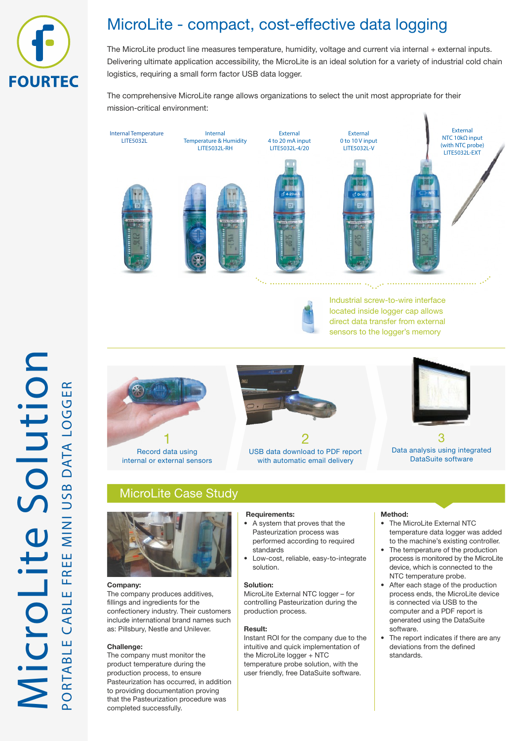# MicroLite - compact, cost-effective data logging

The MicroLite product line measures temperature, humidity, voltage and current via internal + external inputs. Delivering ultimate application accessibility, the MicroLite is an ideal solution for a variety of industrial cold chain logistics, requiring a small form factor USB data logger.

The comprehensive MicroLite range allows organizations to select the unit most appropriate for their mission-critical environment:

- Internal Temperature LITE5032L
- Internal Temperature & Humidity LITE5032L-RH
- External 4 to 20 mA input LITE5032L-4/20
- External 0 to 10 V input LITE5032L-V
- External NTC 10kΩ input (with NTC probe) LITE5032L-EXT

Industrial screw-to-wire interface located inside logger cap allows direct data transfer from external sensors to the logger's memory

1. Record data using internal or external sensors
2. USB data download to PDF report with automatic email delivery
3. Data analysis using integrated DataSuite software

## MicroLite Case Study

**Company:**
The company produces additives, fillings and ingredients for the confectionery industry. Their customers include international brand names such as: Pillsbury, Nestle and Unilever.

**Challenge:**
The company must monitor the product temperature during the production process, to ensure Pasteurization has occurred, in addition to providing documentation proving that the Pasteurization procedure was completed successfully.

**Requirements:**

- A system that proves that the Pasteurization process was performed according to required standards
- Low-cost, reliable, easy-to-integrate solution.

**Solution:**
MicroLite External NTC logger – for controlling Pasteurization during the production process.

**Result:**
Instant ROI for the company due to the intuitive and quick implementation of the MicroLite logger + NTC temperature probe solution, with the user friendly, free DataSuite software.

**Method:**

- The MicroLite External NTC temperature data logger was added to the machine's existing controller.
- The temperature of the production process is monitored by the MicroLite device, which is connected to the NTC temperature probe.
- After each stage of the production process ends, the MicroLite device is connected via USB to the computer and a PDF report is generated using the DataSuite software.
- The report indicates if there are any deviations from the defined standards.

# MicroLite Solution

PORTABLE CABLE FREE MINI USB DATA LOGGER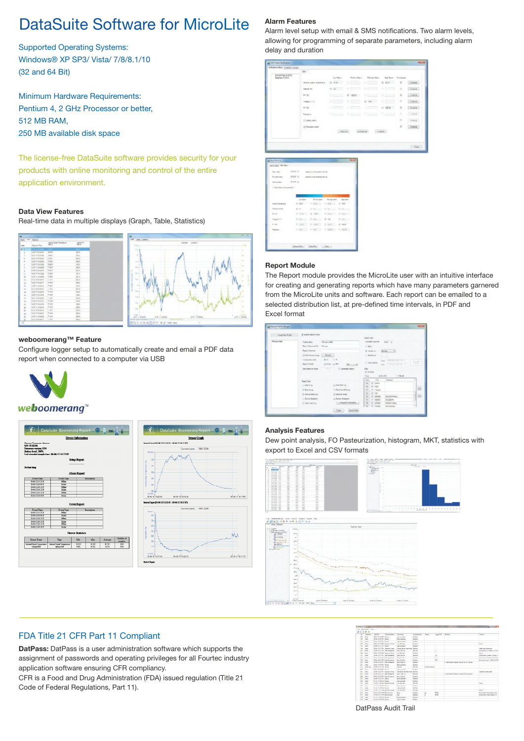# DataSuite Software for MicroLite

Supported Operating Systems:
Windows® XP SP3/ Vista/ 7/8/8.1/10
(32 and 64 Bit)

Minimum Hardware Requirements:
Pentium 4, 2 GHz Processor or better,
512 MB RAM,
250 MB available disk space

The license-free DataSuite software provides security for your products with online monitoring and control of the entire application environment.

### Data View Features

Real-time data in multiple displays (Graph, Table, Statistics)

### weboomerang™ Feature

Configure logger setup to automatically create and email a PDF data report when connected to a computer via USB

weboomerang™

### Alarm Features

Alarm level setup with email & SMS notifications. Two alarm levels, allowing for programming of separate parameters, including alarm delay and duration

### Report Module

The Report module provides the MicroLite user with an intuitive interface for creating and generating reports which have many parameters garnered from the MicroLite units and software. Each report can be emailed to a selected distribution list, at pre-defined time intervals, in PDF and Excel format

### Analysis Features

Dew point analysis, FO Pasteurization, histogram, MKT, statistics with export to Excel and CSV formats

## FDA Title 21 CFR Part 11 Compliant

**DatPass:** DatPass is a user administration software which supports the assignment of passwords and operating privileges for all Fourtec industry application software ensuring CFR compliancy.
CFR is a Food and Drug Administration (FDA) issued regulation (Title 21 Code of Federal Regulations, Part 11).

DatPass Audit Trail